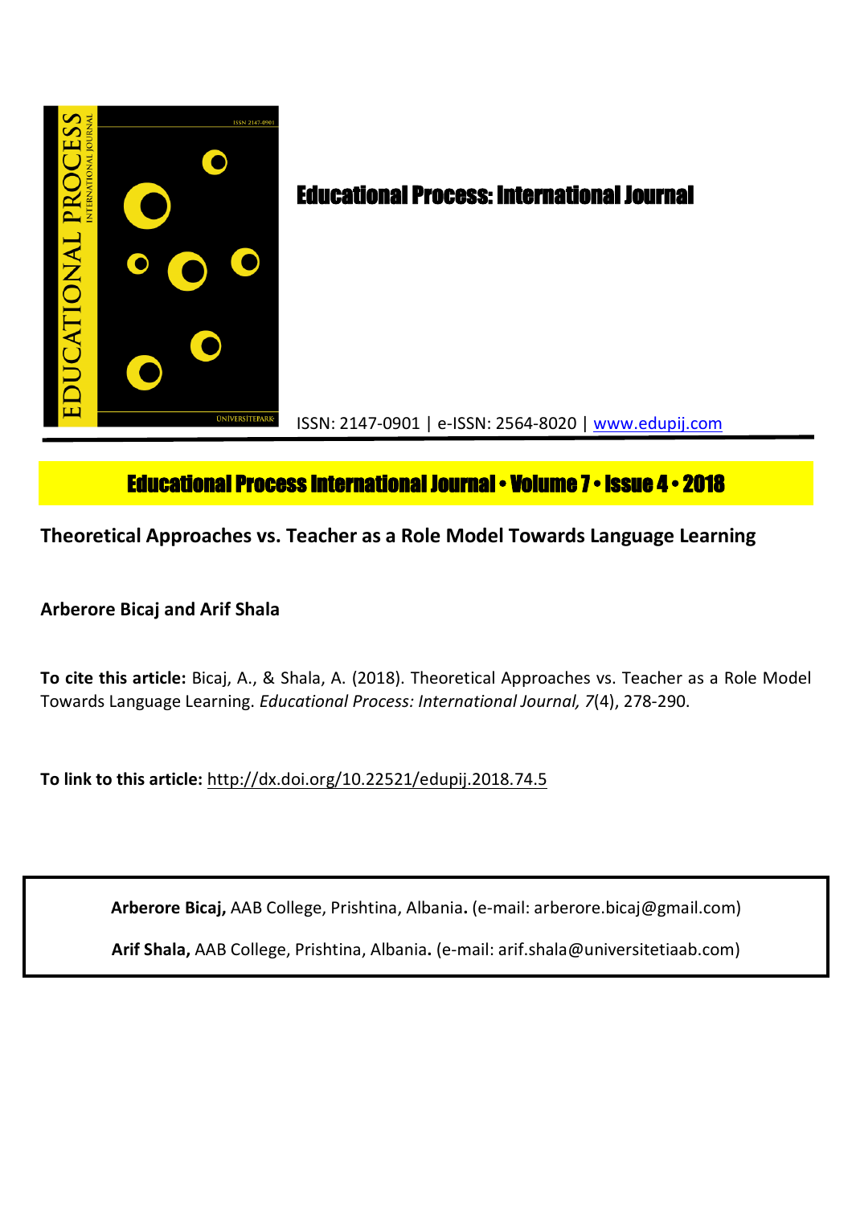# Educational Process: International Journal

ISSN: 2147-0901 | e-ISSN: 2564-8020 | www.edupij.com

**Educational Process International Journal • Volume 7 • Issue 4 • 2018**

## Theoretical Approaches vs. Teacher as a Role Model Towards Language Learning

**Arberore Bicaj and Arif Shala**

**To cite this article:** Bicaj, A., & Shala, A. (2018). Theoretical Approaches vs. Teacher as a Role Model Towards Language Learning. *Educational Process: International Journal, 7*(4), 278-290.

**To link to this article:** http://dx.doi.org/10.22521/edupij.2018.74.5

**Arberore Bicaj,** AAB College, Prishtina, Albania**.** (e-mail: arberore.bicaj@gmail.com)

**Arif Shala,** AAB College, Prishtina, Albania**.** (e-mail: arif.shala@universitetiaab.com)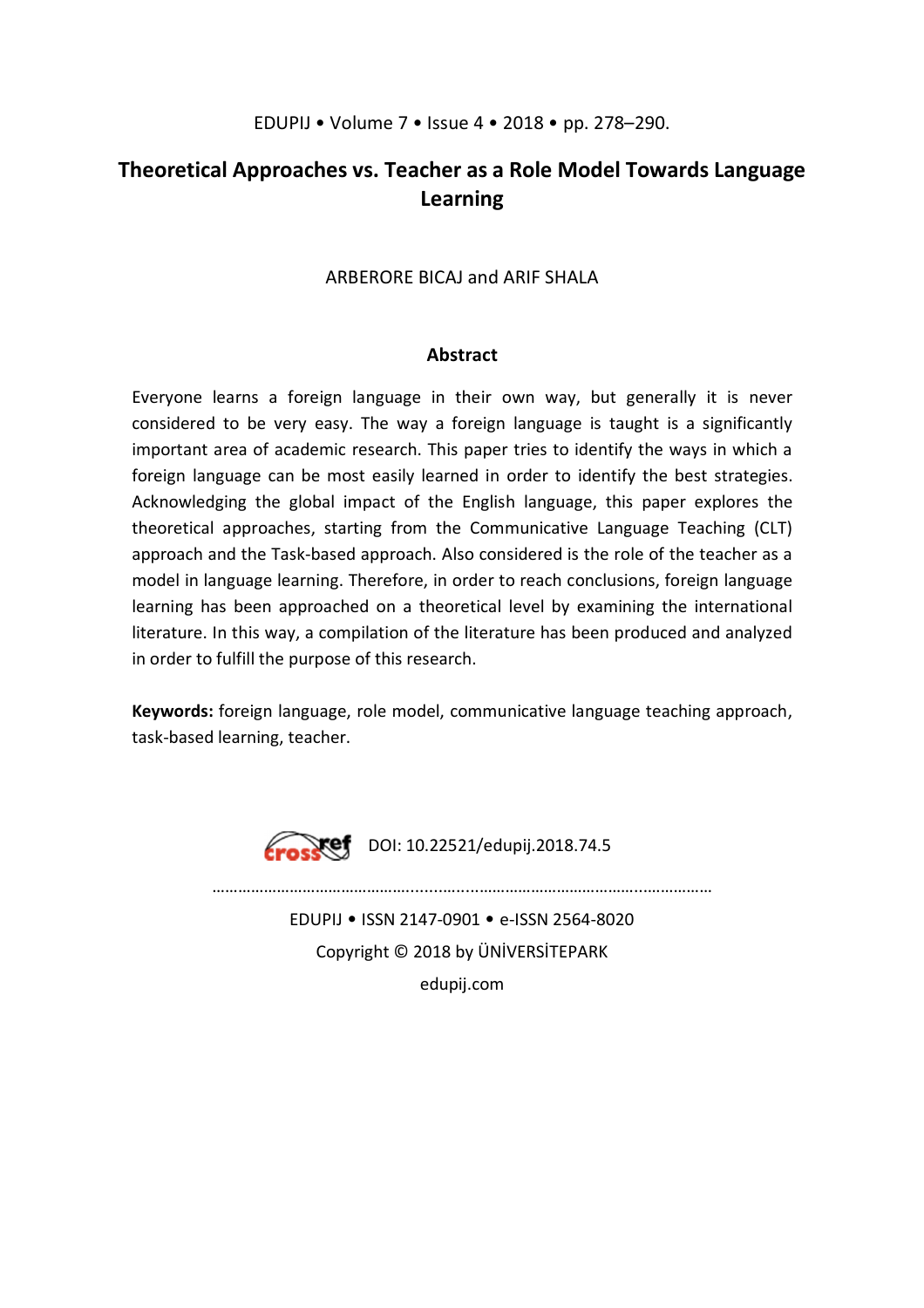# Theoretical Approaches vs. Teacher as a Role Model Towards Language Learning

ARBERORE BICAJ and ARIF SHALA

## Abstract

Everyone learns a foreign language in their own way, but generally it is never considered to be very easy. The way a foreign language is taught is a significantly important area of academic research. This paper tries to identify the ways in which a foreign language can be most easily learned in order to identify the best strategies. Acknowledging the global impact of the English language, this paper explores the theoretical approaches, starting from the Communicative Language Teaching (CLT) approach and the Task-based approach. Also considered is the role of the teacher as a model in language learning. Therefore, in order to reach conclusions, foreign language learning has been approached on a theoretical level by examining the international literature. In this way, a compilation of the literature has been produced and analyzed in order to fulfill the purpose of this research.

**Keywords:** foreign language, role model, communicative language teaching approach, task-based learning, teacher.

DOI: 10.22521/edupij.2018.74.5

EDUPIJ • ISSN 2147-0901 • e-ISSN 2564-8020

Copyright © 2018 by ÜNİVERSİTEPARK

edupij.com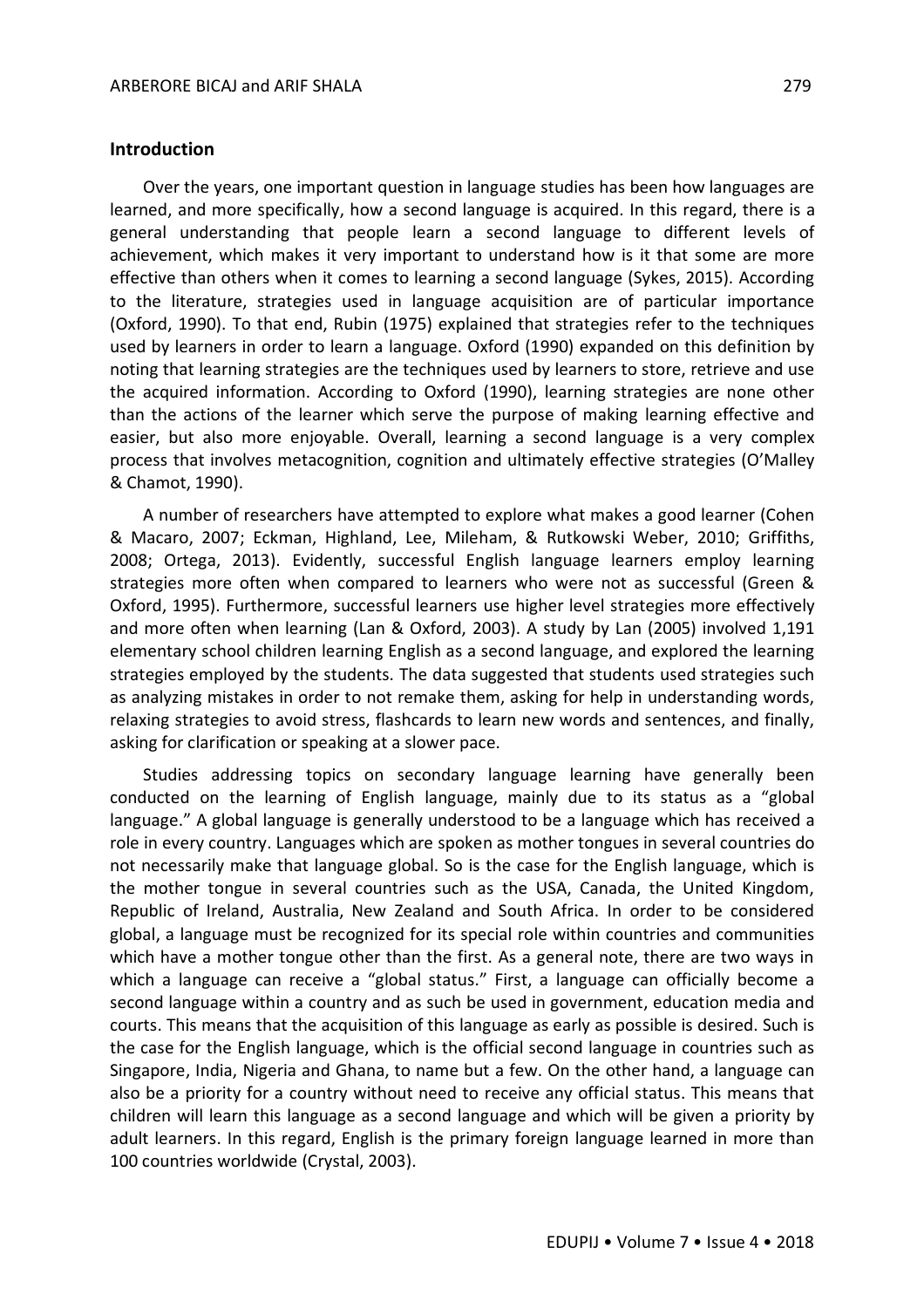## Introduction

Over the years, one important question in language studies has been how languages are learned, and more specifically, how a second language is acquired. In this regard, there is a general understanding that people learn a second language to different levels of achievement, which makes it very important to understand how is it that some are more effective than others when it comes to learning a second language (Sykes, 2015). According to the literature, strategies used in language acquisition are of particular importance (Oxford, 1990). To that end, Rubin (1975) explained that strategies refer to the techniques used by learners in order to learn a language. Oxford (1990) expanded on this definition by noting that learning strategies are the techniques used by learners to store, retrieve and use the acquired information. According to Oxford (1990), learning strategies are none other than the actions of the learner which serve the purpose of making learning effective and easier, but also more enjoyable. Overall, learning a second language is a very complex process that involves metacognition, cognition and ultimately effective strategies (O'Malley & Chamot, 1990).

A number of researchers have attempted to explore what makes a good learner (Cohen & Macaro, 2007; Eckman, Highland, Lee, Mileham, & Rutkowski Weber, 2010; Griffiths, 2008; Ortega, 2013). Evidently, successful English language learners employ learning strategies more often when compared to learners who were not as successful (Green & Oxford, 1995). Furthermore, successful learners use higher level strategies more effectively and more often when learning (Lan & Oxford, 2003). A study by Lan (2005) involved 1,191 elementary school children learning English as a second language, and explored the learning strategies employed by the students. The data suggested that students used strategies such as analyzing mistakes in order to not remake them, asking for help in understanding words, relaxing strategies to avoid stress, flashcards to learn new words and sentences, and finally, asking for clarification or speaking at a slower pace.

Studies addressing topics on secondary language learning have generally been conducted on the learning of English language, mainly due to its status as a "global language." A global language is generally understood to be a language which has received a role in every country. Languages which are spoken as mother tongues in several countries do not necessarily make that language global. So is the case for the English language, which is the mother tongue in several countries such as the USA, Canada, the United Kingdom, Republic of Ireland, Australia, New Zealand and South Africa. In order to be considered global, a language must be recognized for its special role within countries and communities which have a mother tongue other than the first. As a general note, there are two ways in which a language can receive a "global status." First, a language can officially become a second language within a country and as such be used in government, education media and courts. This means that the acquisition of this language as early as possible is desired. Such is the case for the English language, which is the official second language in countries such as Singapore, India, Nigeria and Ghana, to name but a few. On the other hand, a language can also be a priority for a country without need to receive any official status. This means that children will learn this language as a second language and which will be given a priority by adult learners. In this regard, English is the primary foreign language learned in more than 100 countries worldwide (Crystal, 2003).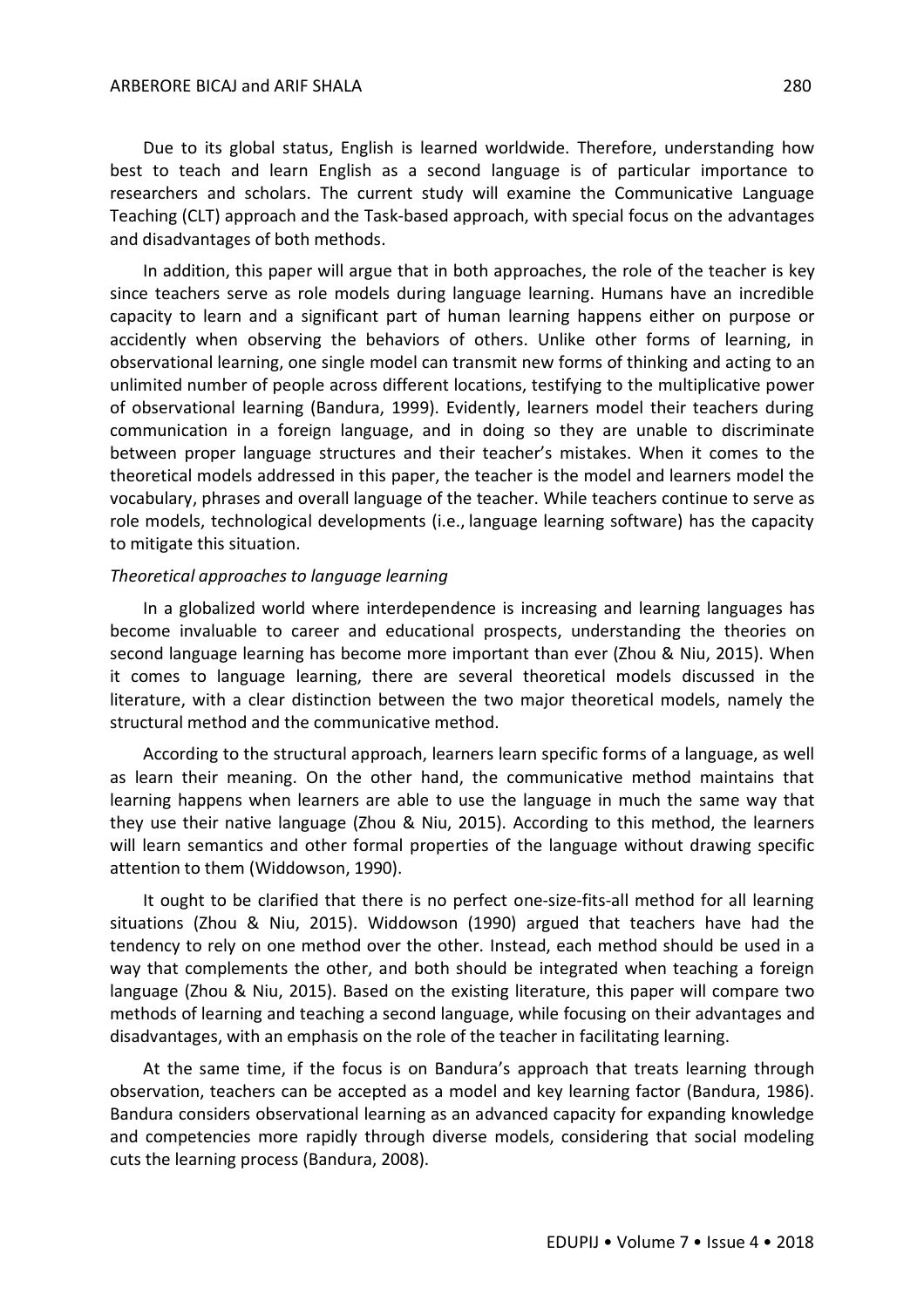Due to its global status, English is learned worldwide. Therefore, understanding how best to teach and learn English as a second language is of particular importance to researchers and scholars. The current study will examine the Communicative Language Teaching (CLT) approach and the Task-based approach, with special focus on the advantages and disadvantages of both methods.

In addition, this paper will argue that in both approaches, the role of the teacher is key since teachers serve as role models during language learning. Humans have an incredible capacity to learn and a significant part of human learning happens either on purpose or accidently when observing the behaviors of others. Unlike other forms of learning, in observational learning, one single model can transmit new forms of thinking and acting to an unlimited number of people across different locations, testifying to the multiplicative power of observational learning (Bandura, 1999). Evidently, learners model their teachers during communication in a foreign language, and in doing so they are unable to discriminate between proper language structures and their teacher's mistakes. When it comes to the theoretical models addressed in this paper, the teacher is the model and learners model the vocabulary, phrases and overall language of the teacher. While teachers continue to serve as role models, technological developments (i.e., language learning software) has the capacity to mitigate this situation.

*Theoretical approaches to language learning*

In a globalized world where interdependence is increasing and learning languages has become invaluable to career and educational prospects, understanding the theories on second language learning has become more important than ever (Zhou & Niu, 2015). When it comes to language learning, there are several theoretical models discussed in the literature, with a clear distinction between the two major theoretical models, namely the structural method and the communicative method.

According to the structural approach, learners learn specific forms of a language, as well as learn their meaning. On the other hand, the communicative method maintains that learning happens when learners are able to use the language in much the same way that they use their native language (Zhou & Niu, 2015). According to this method, the learners will learn semantics and other formal properties of the language without drawing specific attention to them (Widdowson, 1990).

It ought to be clarified that there is no perfect one-size-fits-all method for all learning situations (Zhou & Niu, 2015). Widdowson (1990) argued that teachers have had the tendency to rely on one method over the other. Instead, each method should be used in a way that complements the other, and both should be integrated when teaching a foreign language (Zhou & Niu, 2015). Based on the existing literature, this paper will compare two methods of learning and teaching a second language, while focusing on their advantages and disadvantages, with an emphasis on the role of the teacher in facilitating learning.

At the same time, if the focus is on Bandura's approach that treats learning through observation, teachers can be accepted as a model and key learning factor (Bandura, 1986). Bandura considers observational learning as an advanced capacity for expanding knowledge and competencies more rapidly through diverse models, considering that social modeling cuts the learning process (Bandura, 2008).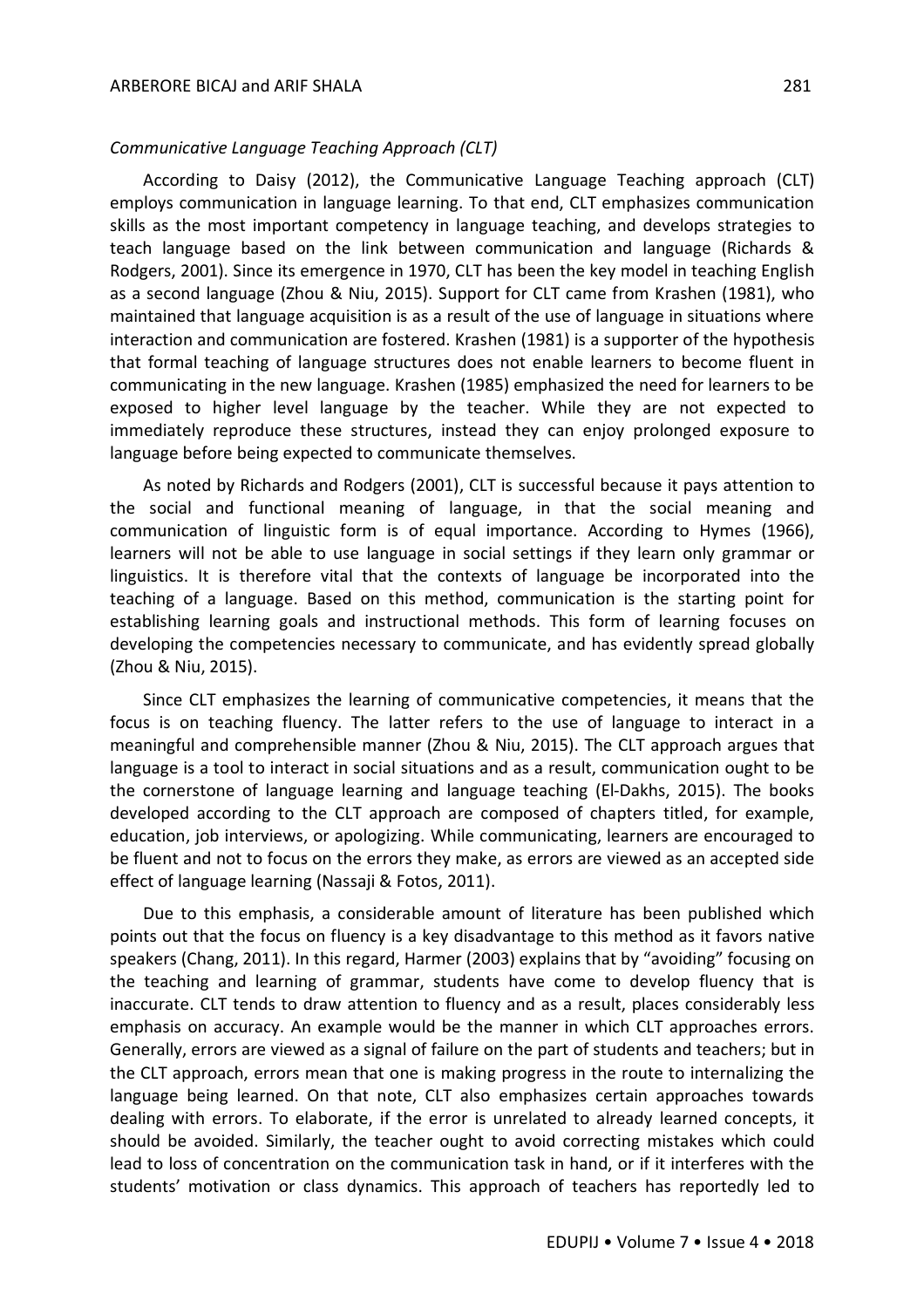*Communicative Language Teaching Approach (CLT)*

According to Daisy (2012), the Communicative Language Teaching approach (CLT) employs communication in language learning. To that end, CLT emphasizes communication skills as the most important competency in language teaching, and develops strategies to teach language based on the link between communication and language (Richards & Rodgers, 2001). Since its emergence in 1970, CLT has been the key model in teaching English as a second language (Zhou & Niu, 2015). Support for CLT came from Krashen (1981), who maintained that language acquisition is as a result of the use of language in situations where interaction and communication are fostered. Krashen (1981) is a supporter of the hypothesis that formal teaching of language structures does not enable learners to become fluent in communicating in the new language. Krashen (1985) emphasized the need for learners to be exposed to higher level language by the teacher. While they are not expected to immediately reproduce these structures, instead they can enjoy prolonged exposure to language before being expected to communicate themselves.

As noted by Richards and Rodgers (2001), CLT is successful because it pays attention to the social and functional meaning of language, in that the social meaning and communication of linguistic form is of equal importance. According to Hymes (1966), learners will not be able to use language in social settings if they learn only grammar or linguistics. It is therefore vital that the contexts of language be incorporated into the teaching of a language. Based on this method, communication is the starting point for establishing learning goals and instructional methods. This form of learning focuses on developing the competencies necessary to communicate, and has evidently spread globally (Zhou & Niu, 2015).

Since CLT emphasizes the learning of communicative competencies, it means that the focus is on teaching fluency. The latter refers to the use of language to interact in a meaningful and comprehensible manner (Zhou & Niu, 2015). The CLT approach argues that language is a tool to interact in social situations and as a result, communication ought to be the cornerstone of language learning and language teaching (El-Dakhs, 2015). The books developed according to the CLT approach are composed of chapters titled, for example, education, job interviews, or apologizing. While communicating, learners are encouraged to be fluent and not to focus on the errors they make, as errors are viewed as an accepted side effect of language learning (Nassaji & Fotos, 2011).

Due to this emphasis, a considerable amount of literature has been published which points out that the focus on fluency is a key disadvantage to this method as it favors native speakers (Chang, 2011). In this regard, Harmer (2003) explains that by "avoiding" focusing on the teaching and learning of grammar, students have come to develop fluency that is inaccurate. CLT tends to draw attention to fluency and as a result, places considerably less emphasis on accuracy. An example would be the manner in which CLT approaches errors. Generally, errors are viewed as a signal of failure on the part of students and teachers; but in the CLT approach, errors mean that one is making progress in the route to internalizing the language being learned. On that note, CLT also emphasizes certain approaches towards dealing with errors. To elaborate, if the error is unrelated to already learned concepts, it should be avoided. Similarly, the teacher ought to avoid correcting mistakes which could lead to loss of concentration on the communication task in hand, or if it interferes with the students' motivation or class dynamics. This approach of teachers has reportedly led to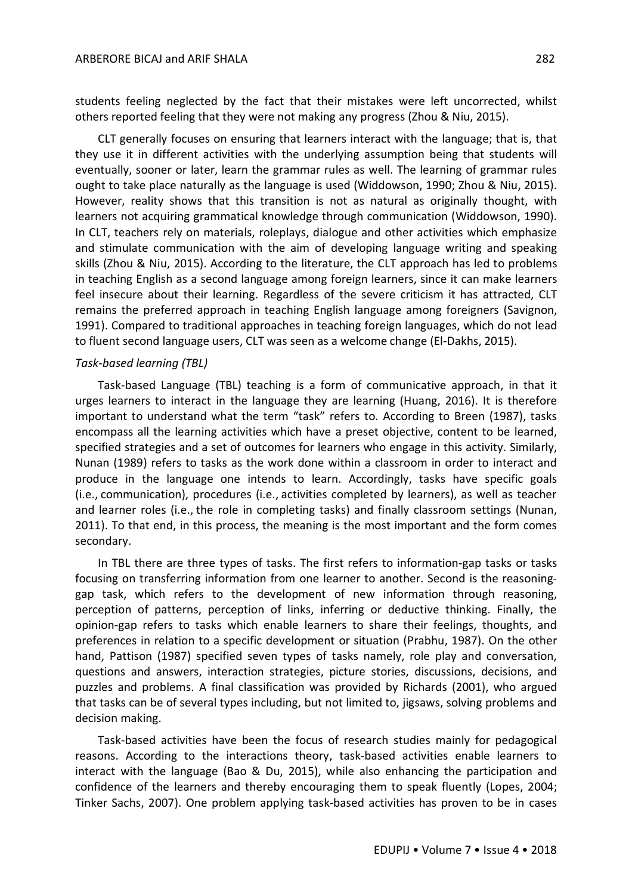students feeling neglected by the fact that their mistakes were left uncorrected, whilst others reported feeling that they were not making any progress (Zhou & Niu, 2015).

CLT generally focuses on ensuring that learners interact with the language; that is, that they use it in different activities with the underlying assumption being that students will eventually, sooner or later, learn the grammar rules as well. The learning of grammar rules ought to take place naturally as the language is used (Widdowson, 1990; Zhou & Niu, 2015). However, reality shows that this transition is not as natural as originally thought, with learners not acquiring grammatical knowledge through communication (Widdowson, 1990). In CLT, teachers rely on materials, roleplays, dialogue and other activities which emphasize and stimulate communication with the aim of developing language writing and speaking skills (Zhou & Niu, 2015). According to the literature, the CLT approach has led to problems in teaching English as a second language among foreign learners, since it can make learners feel insecure about their learning. Regardless of the severe criticism it has attracted, CLT remains the preferred approach in teaching English language among foreigners (Savignon, 1991). Compared to traditional approaches in teaching foreign languages, which do not lead to fluent second language users, CLT was seen as a welcome change (El-Dakhs, 2015).

*Task-based learning (TBL)*

Task-based Language (TBL) teaching is a form of communicative approach, in that it urges learners to interact in the language they are learning (Huang, 2016). It is therefore important to understand what the term "task" refers to. According to Breen (1987), tasks encompass all the learning activities which have a preset objective, content to be learned, specified strategies and a set of outcomes for learners who engage in this activity. Similarly, Nunan (1989) refers to tasks as the work done within a classroom in order to interact and produce in the language one intends to learn. Accordingly, tasks have specific goals (i.e., communication), procedures (i.e., activities completed by learners), as well as teacher and learner roles (i.e., the role in completing tasks) and finally classroom settings (Nunan, 2011). To that end, in this process, the meaning is the most important and the form comes secondary.

In TBL there are three types of tasks. The first refers to information-gap tasks or tasks focusing on transferring information from one learner to another. Second is the reasoning-gap task, which refers to the development of new information through reasoning, perception of patterns, perception of links, inferring or deductive thinking. Finally, the opinion-gap refers to tasks which enable learners to share their feelings, thoughts, and preferences in relation to a specific development or situation (Prabhu, 1987). On the other hand, Pattison (1987) specified seven types of tasks namely, role play and conversation, questions and answers, interaction strategies, picture stories, discussions, decisions, and puzzles and problems. A final classification was provided by Richards (2001), who argued that tasks can be of several types including, but not limited to, jigsaws, solving problems and decision making.

Task-based activities have been the focus of research studies mainly for pedagogical reasons. According to the interactions theory, task-based activities enable learners to interact with the language (Bao & Du, 2015), while also enhancing the participation and confidence of the learners and thereby encouraging them to speak fluently (Lopes, 2004; Tinker Sachs, 2007). One problem applying task-based activities has proven to be in cases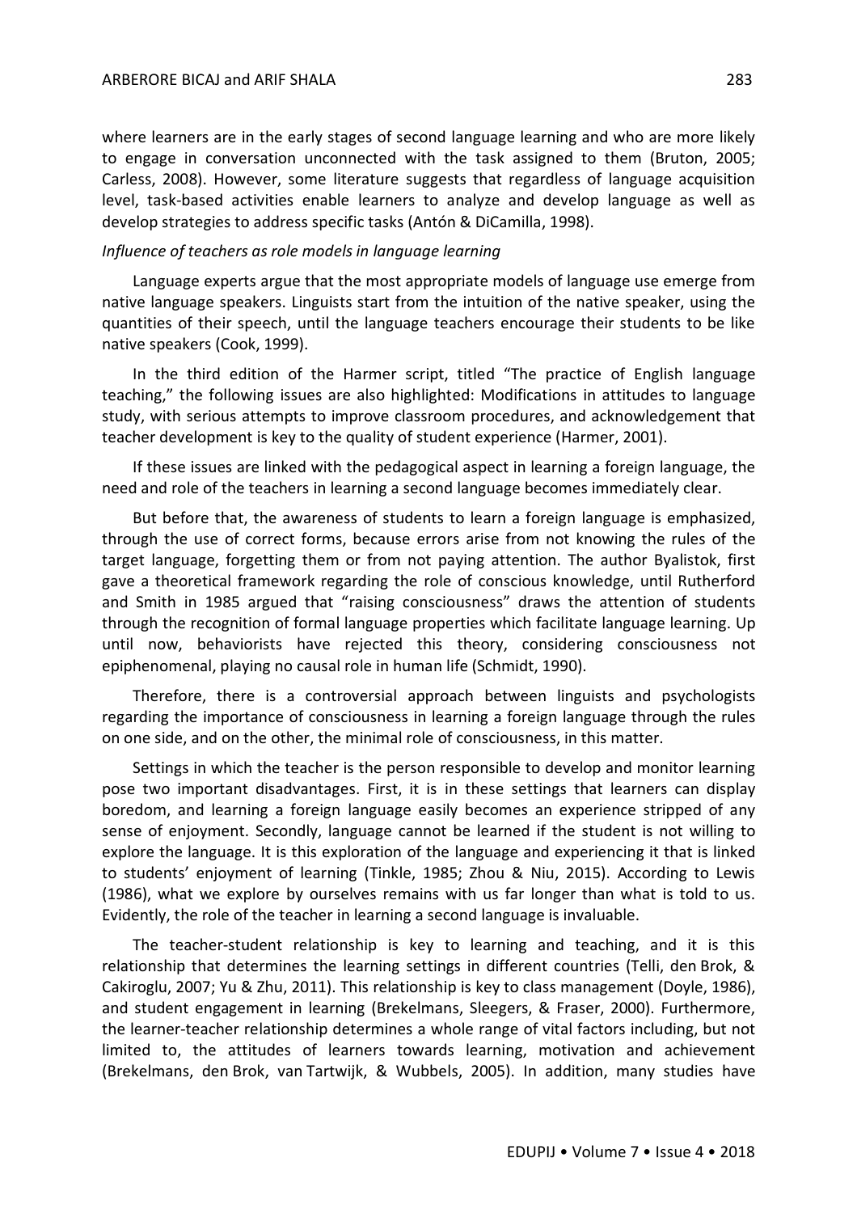where learners are in the early stages of second language learning and who are more likely to engage in conversation unconnected with the task assigned to them (Bruton, 2005; Carless, 2008). However, some literature suggests that regardless of language acquisition level, task-based activities enable learners to analyze and develop language as well as develop strategies to address specific tasks (Antón & DiCamilla, 1998).

*Influence of teachers as role models in language learning*

Language experts argue that the most appropriate models of language use emerge from native language speakers. Linguists start from the intuition of the native speaker, using the quantities of their speech, until the language teachers encourage their students to be like native speakers (Cook, 1999).

In the third edition of the Harmer script, titled "The practice of English language teaching," the following issues are also highlighted: Modifications in attitudes to language study, with serious attempts to improve classroom procedures, and acknowledgement that teacher development is key to the quality of student experience (Harmer, 2001).

If these issues are linked with the pedagogical aspect in learning a foreign language, the need and role of the teachers in learning a second language becomes immediately clear.

But before that, the awareness of students to learn a foreign language is emphasized, through the use of correct forms, because errors arise from not knowing the rules of the target language, forgetting them or from not paying attention. The author Byalistok, first gave a theoretical framework regarding the role of conscious knowledge, until Rutherford and Smith in 1985 argued that "raising consciousness" draws the attention of students through the recognition of formal language properties which facilitate language learning. Up until now, behaviorists have rejected this theory, considering consciousness not epiphenomenal, playing no causal role in human life (Schmidt, 1990).

Therefore, there is a controversial approach between linguists and psychologists regarding the importance of consciousness in learning a foreign language through the rules on one side, and on the other, the minimal role of consciousness, in this matter.

Settings in which the teacher is the person responsible to develop and monitor learning pose two important disadvantages. First, it is in these settings that learners can display boredom, and learning a foreign language easily becomes an experience stripped of any sense of enjoyment. Secondly, language cannot be learned if the student is not willing to explore the language. It is this exploration of the language and experiencing it that is linked to students' enjoyment of learning (Tinkle, 1985; Zhou & Niu, 2015). According to Lewis (1986), what we explore by ourselves remains with us far longer than what is told to us. Evidently, the role of the teacher in learning a second language is invaluable.

The teacher-student relationship is key to learning and teaching, and it is this relationship that determines the learning settings in different countries (Telli, den Brok, & Cakiroglu, 2007; Yu & Zhu, 2011). This relationship is key to class management (Doyle, 1986), and student engagement in learning (Brekelmans, Sleegers, & Fraser, 2000). Furthermore, the learner-teacher relationship determines a whole range of vital factors including, but not limited to, the attitudes of learners towards learning, motivation and achievement (Brekelmans, den Brok, van Tartwijk, & Wubbels, 2005). In addition, many studies have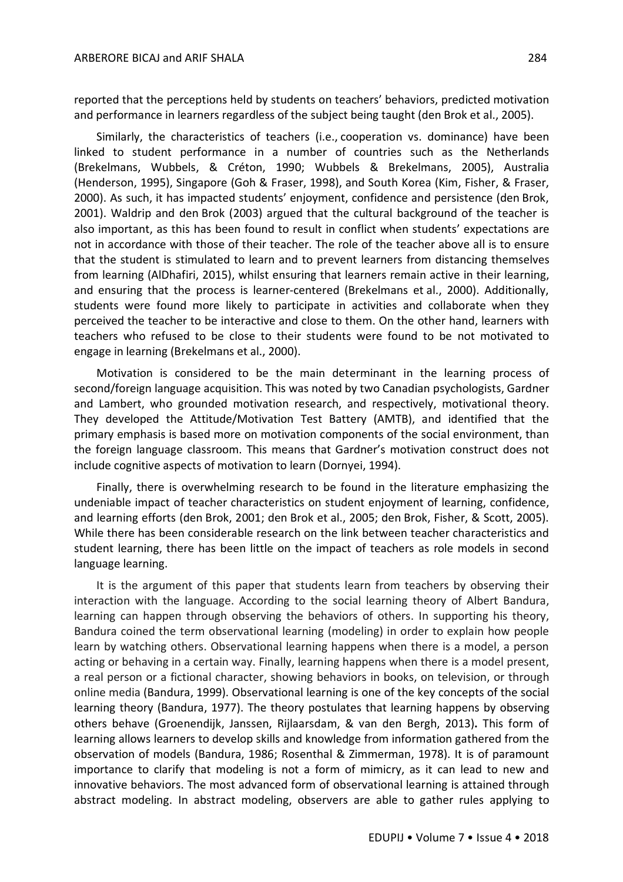reported that the perceptions held by students on teachers' behaviors, predicted motivation and performance in learners regardless of the subject being taught (den Brok et al., 2005).

Similarly, the characteristics of teachers (i.e., cooperation vs. dominance) have been linked to student performance in a number of countries such as the Netherlands (Brekelmans, Wubbels, & Créton, 1990; Wubbels & Brekelmans, 2005), Australia (Henderson, 1995), Singapore (Goh & Fraser, 1998), and South Korea (Kim, Fisher, & Fraser, 2000). As such, it has impacted students' enjoyment, confidence and persistence (den Brok, 2001). Waldrip and den Brok (2003) argued that the cultural background of the teacher is also important, as this has been found to result in conflict when students' expectations are not in accordance with those of their teacher. The role of the teacher above all is to ensure that the student is stimulated to learn and to prevent learners from distancing themselves from learning (AlDhafiri, 2015), whilst ensuring that learners remain active in their learning, and ensuring that the process is learner-centered (Brekelmans et al., 2000). Additionally, students were found more likely to participate in activities and collaborate when they perceived the teacher to be interactive and close to them. On the other hand, learners with teachers who refused to be close to their students were found to be not motivated to engage in learning (Brekelmans et al., 2000).

Motivation is considered to be the main determinant in the learning process of second/foreign language acquisition. This was noted by two Canadian psychologists, Gardner and Lambert, who grounded motivation research, and respectively, motivational theory. They developed the Attitude/Motivation Test Battery (AMTB), and identified that the primary emphasis is based more on motivation components of the social environment, than the foreign language classroom. This means that Gardner's motivation construct does not include cognitive aspects of motivation to learn (Dornyei, 1994).

Finally, there is overwhelming research to be found in the literature emphasizing the undeniable impact of teacher characteristics on student enjoyment of learning, confidence, and learning efforts (den Brok, 2001; den Brok et al., 2005; den Brok, Fisher, & Scott, 2005). While there has been considerable research on the link between teacher characteristics and student learning, there has been little on the impact of teachers as role models in second language learning.

It is the argument of this paper that students learn from teachers by observing their interaction with the language. According to the social learning theory of Albert Bandura, learning can happen through observing the behaviors of others. In supporting his theory, Bandura coined the term observational learning (modeling) in order to explain how people learn by watching others. Observational learning happens when there is a model, a person acting or behaving in a certain way. Finally, learning happens when there is a model present, a real person or a fictional character, showing behaviors in books, on television, or through online media (Bandura, 1999). Observational learning is one of the key concepts of the social learning theory (Bandura, 1977). The theory postulates that learning happens by observing others behave (Groenendijk, Janssen, Rijlaarsdam, & van den Bergh, 2013). This form of learning allows learners to develop skills and knowledge from information gathered from the observation of models (Bandura, 1986; Rosenthal & Zimmerman, 1978). It is of paramount importance to clarify that modeling is not a form of mimicry, as it can lead to new and innovative behaviors. The most advanced form of observational learning is attained through abstract modeling. In abstract modeling, observers are able to gather rules applying to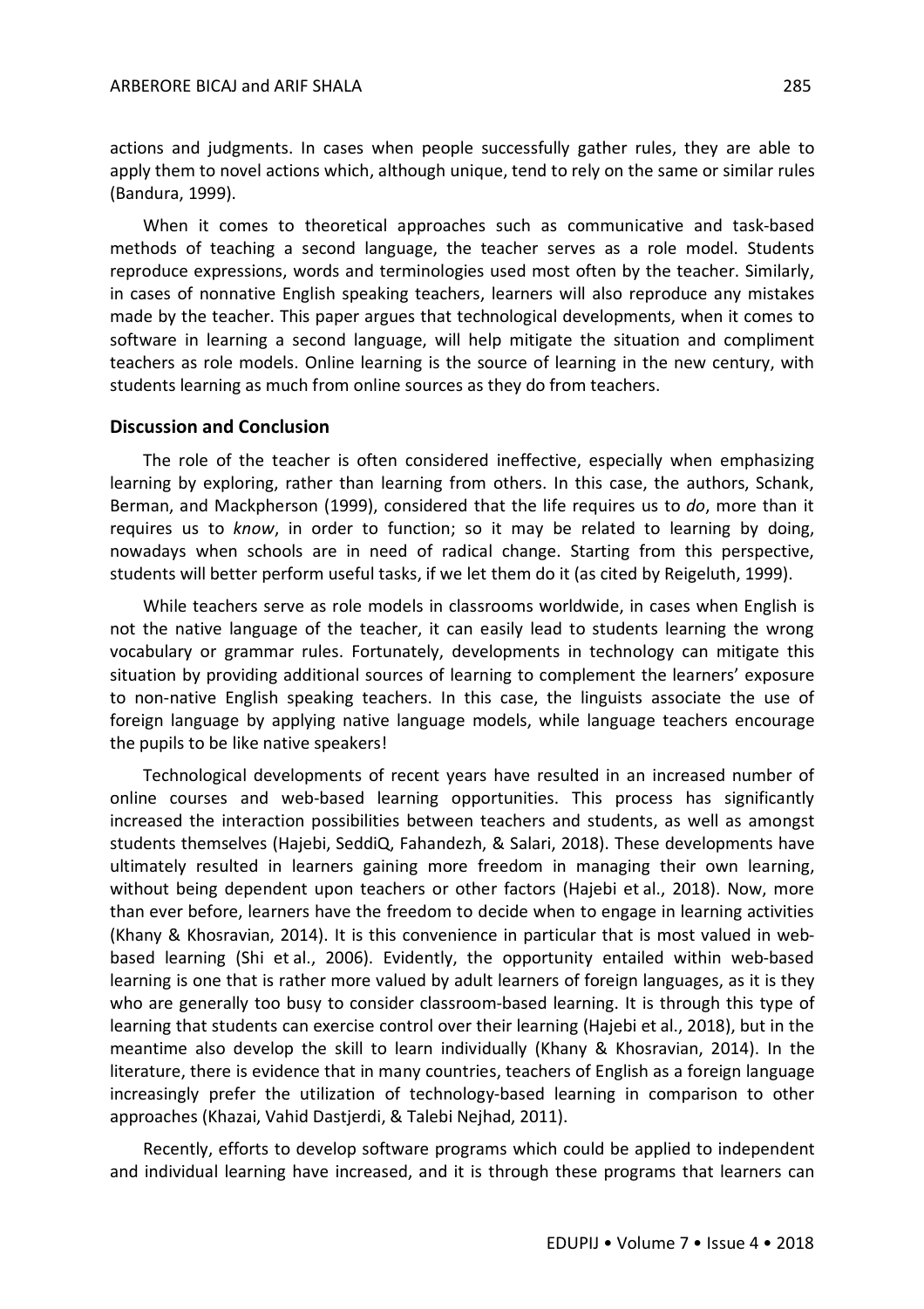actions and judgments. In cases when people successfully gather rules, they are able to apply them to novel actions which, although unique, tend to rely on the same or similar rules (Bandura, 1999).

When it comes to theoretical approaches such as communicative and task-based methods of teaching a second language, the teacher serves as a role model. Students reproduce expressions, words and terminologies used most often by the teacher. Similarly, in cases of nonnative English speaking teachers, learners will also reproduce any mistakes made by the teacher. This paper argues that technological developments, when it comes to software in learning a second language, will help mitigate the situation and compliment teachers as role models. Online learning is the source of learning in the new century, with students learning as much from online sources as they do from teachers.

## Discussion and Conclusion

The role of the teacher is often considered ineffective, especially when emphasizing learning by exploring, rather than learning from others. In this case, the authors, Schank, Berman, and Mackpherson (1999), considered that the life requires us to *do*, more than it requires us to *know*, in order to function; so it may be related to learning by doing, nowadays when schools are in need of radical change. Starting from this perspective, students will better perform useful tasks, if we let them do it (as cited by Reigeluth, 1999).

While teachers serve as role models in classrooms worldwide, in cases when English is not the native language of the teacher, it can easily lead to students learning the wrong vocabulary or grammar rules. Fortunately, developments in technology can mitigate this situation by providing additional sources of learning to complement the learners' exposure to non-native English speaking teachers. In this case, the linguists associate the use of foreign language by applying native language models, while language teachers encourage the pupils to be like native speakers!

Technological developments of recent years have resulted in an increased number of online courses and web-based learning opportunities. This process has significantly increased the interaction possibilities between teachers and students, as well as amongst students themselves (Hajebi, SeddiQ, Fahandezh, & Salari, 2018). These developments have ultimately resulted in learners gaining more freedom in managing their own learning, without being dependent upon teachers or other factors (Hajebi et al., 2018). Now, more than ever before, learners have the freedom to decide when to engage in learning activities (Khany & Khosravian, 2014). It is this convenience in particular that is most valued in web-based learning (Shi et al., 2006). Evidently, the opportunity entailed within web-based learning is one that is rather more valued by adult learners of foreign languages, as it is they who are generally too busy to consider classroom-based learning. It is through this type of learning that students can exercise control over their learning (Hajebi et al., 2018), but in the meantime also develop the skill to learn individually (Khany & Khosravian, 2014). In the literature, there is evidence that in many countries, teachers of English as a foreign language increasingly prefer the utilization of technology-based learning in comparison to other approaches (Khazai, Vahid Dastjerdi, & Talebi Nejhad, 2011).

Recently, efforts to develop software programs which could be applied to independent and individual learning have increased, and it is through these programs that learners can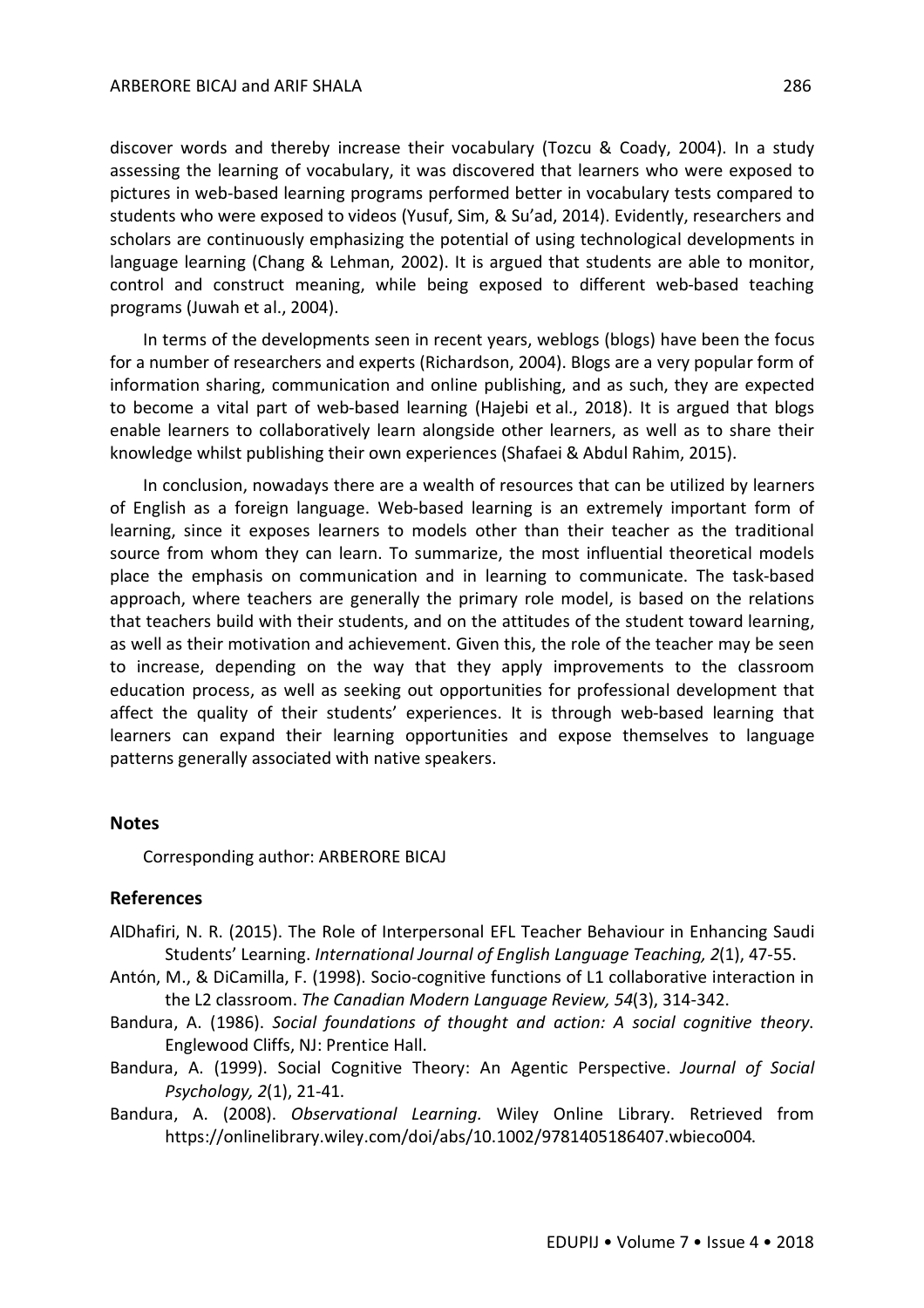discover words and thereby increase their vocabulary (Tozcu & Coady, 2004). In a study assessing the learning of vocabulary, it was discovered that learners who were exposed to pictures in web-based learning programs performed better in vocabulary tests compared to students who were exposed to videos (Yusuf, Sim, & Su'ad, 2014). Evidently, researchers and scholars are continuously emphasizing the potential of using technological developments in language learning (Chang & Lehman, 2002). It is argued that students are able to monitor, control and construct meaning, while being exposed to different web-based teaching programs (Juwah et al., 2004).

In terms of the developments seen in recent years, weblogs (blogs) have been the focus for a number of researchers and experts (Richardson, 2004). Blogs are a very popular form of information sharing, communication and online publishing, and as such, they are expected to become a vital part of web-based learning (Hajebi et al., 2018). It is argued that blogs enable learners to collaboratively learn alongside other learners, as well as to share their knowledge whilst publishing their own experiences (Shafaei & Abdul Rahim, 2015).

In conclusion, nowadays there are a wealth of resources that can be utilized by learners of English as a foreign language. Web-based learning is an extremely important form of learning, since it exposes learners to models other than their teacher as the traditional source from whom they can learn. To summarize, the most influential theoretical models place the emphasis on communication and in learning to communicate. The task-based approach, where teachers are generally the primary role model, is based on the relations that teachers build with their students, and on the attitudes of the student toward learning, as well as their motivation and achievement. Given this, the role of the teacher may be seen to increase, depending on the way that they apply improvements to the classroom education process, as well as seeking out opportunities for professional development that affect the quality of their students' experiences. It is through web-based learning that learners can expand their learning opportunities and expose themselves to language patterns generally associated with native speakers.

## Notes

Corresponding author: ARBERORE BICAJ

## References

AlDhafiri, N. R. (2015). The Role of Interpersonal EFL Teacher Behaviour in Enhancing Saudi Students' Learning. *International Journal of English Language Teaching, 2*(1), 47-55.

Antón, M., & DiCamilla, F. (1998). Socio-cognitive functions of L1 collaborative interaction in the L2 classroom. *The Canadian Modern Language Review, 54*(3), 314-342.

Bandura, A. (1986). *Social foundations of thought and action: A social cognitive theory.* Englewood Cliffs, NJ: Prentice Hall.

Bandura, A. (1999). Social Cognitive Theory: An Agentic Perspective. *Journal of Social Psychology, 2*(1), 21-41.

Bandura, A. (2008). *Observational Learning.* Wiley Online Library. Retrieved from https://onlinelibrary.wiley.com/doi/abs/10.1002/9781405186407.wbieco004.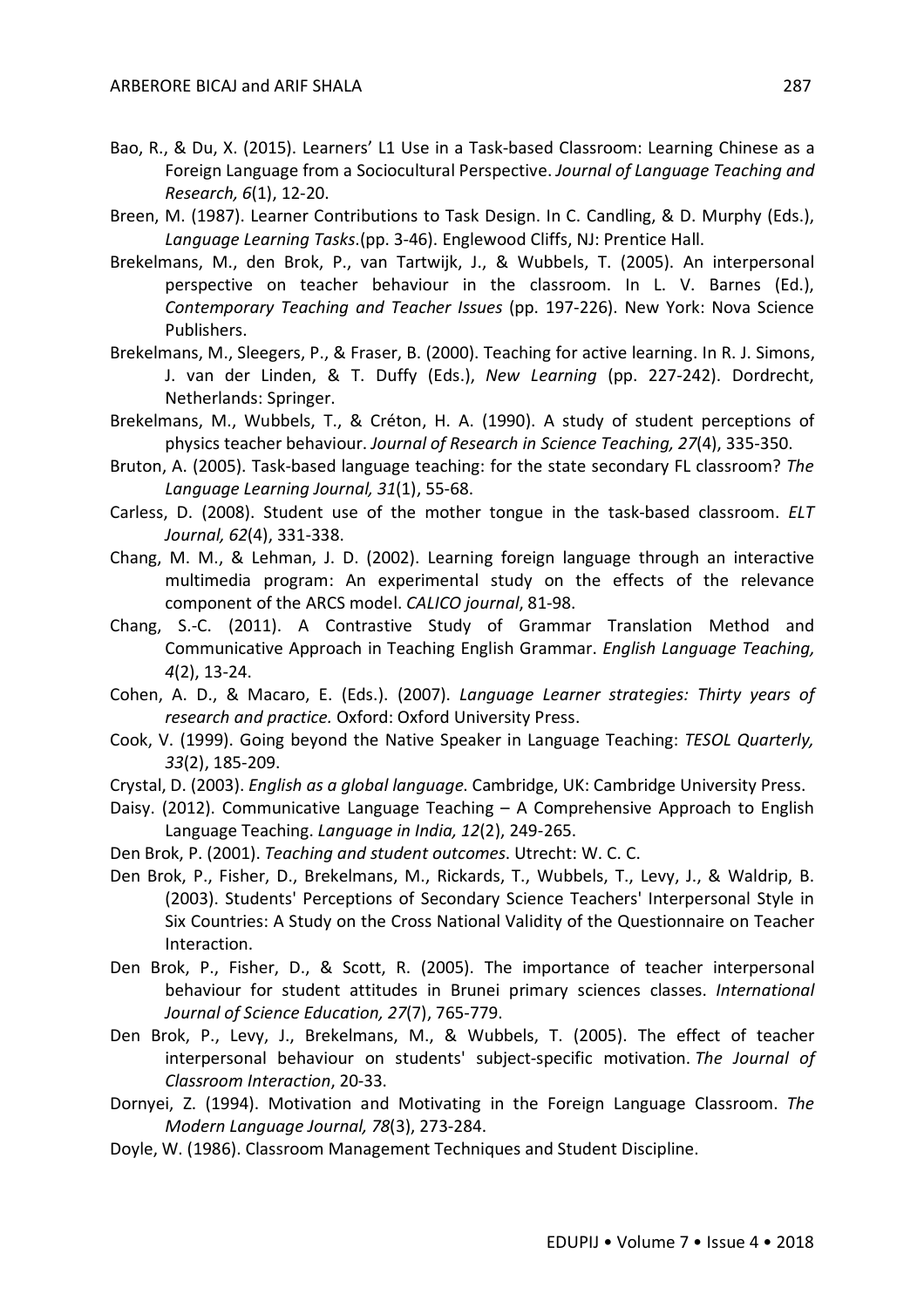Bao, R., & Du, X. (2015). Learners' L1 Use in a Task-based Classroom: Learning Chinese as a Foreign Language from a Sociocultural Perspective. *Journal of Language Teaching and Research, 6*(1), 12-20.

Breen, M. (1987). Learner Contributions to Task Design. In C. Candling, & D. Murphy (Eds.), *Language Learning Tasks*.(pp. 3-46). Englewood Cliffs, NJ: Prentice Hall.

Brekelmans, M., den Brok, P., van Tartwijk, J., & Wubbels, T. (2005). An interpersonal perspective on teacher behaviour in the classroom. In L. V. Barnes (Ed.), *Contemporary Teaching and Teacher Issues* (pp. 197-226). New York: Nova Science Publishers.

Brekelmans, M., Sleegers, P., & Fraser, B. (2000). Teaching for active learning. In R. J. Simons, J. van der Linden, & T. Duffy (Eds.), *New Learning* (pp. 227-242). Dordrecht, Netherlands: Springer.

Brekelmans, M., Wubbels, T., & Créton, H. A. (1990). A study of student perceptions of physics teacher behaviour. *Journal of Research in Science Teaching, 27*(4), 335-350.

Bruton, A. (2005). Task-based language teaching: for the state secondary FL classroom? *The Language Learning Journal, 31*(1), 55-68.

Carless, D. (2008). Student use of the mother tongue in the task-based classroom. *ELT Journal, 62*(4), 331-338.

Chang, M. M., & Lehman, J. D. (2002). Learning foreign language through an interactive multimedia program: An experimental study on the effects of the relevance component of the ARCS model. *CALICO journal*, 81-98.

Chang, S.-C. (2011). A Contrastive Study of Grammar Translation Method and Communicative Approach in Teaching English Grammar. *English Language Teaching, 4*(2), 13-24.

Cohen, A. D., & Macaro, E. (Eds.). (2007). *Language Learner strategies: Thirty years of research and practice.* Oxford: Oxford University Press.

Cook, V. (1999). Going beyond the Native Speaker in Language Teaching: *TESOL Quarterly, 33*(2), 185-209.

Crystal, D. (2003). *English as a global language.* Cambridge, UK: Cambridge University Press.

Daisy. (2012). Communicative Language Teaching – A Comprehensive Approach to English Language Teaching. *Language in India, 12*(2), 249-265.

Den Brok, P. (2001). *Teaching and student outcomes*. Utrecht: W. C. C.

Den Brok, P., Fisher, D., Brekelmans, M., Rickards, T., Wubbels, T., Levy, J., & Waldrip, B. (2003). Students' Perceptions of Secondary Science Teachers' Interpersonal Style in Six Countries: A Study on the Cross National Validity of the Questionnaire on Teacher Interaction.

Den Brok, P., Fisher, D., & Scott, R. (2005). The importance of teacher interpersonal behaviour for student attitudes in Brunei primary sciences classes. *International Journal of Science Education, 27*(7), 765-779.

Den Brok, P., Levy, J., Brekelmans, M., & Wubbels, T. (2005). The effect of teacher interpersonal behaviour on students' subject-specific motivation. *The Journal of Classroom Interaction*, 20-33.

Dornyei, Z. (1994). Motivation and Motivating in the Foreign Language Classroom. *The Modern Language Journal, 78*(3), 273-284.

Doyle, W. (1986). Classroom Management Techniques and Student Discipline.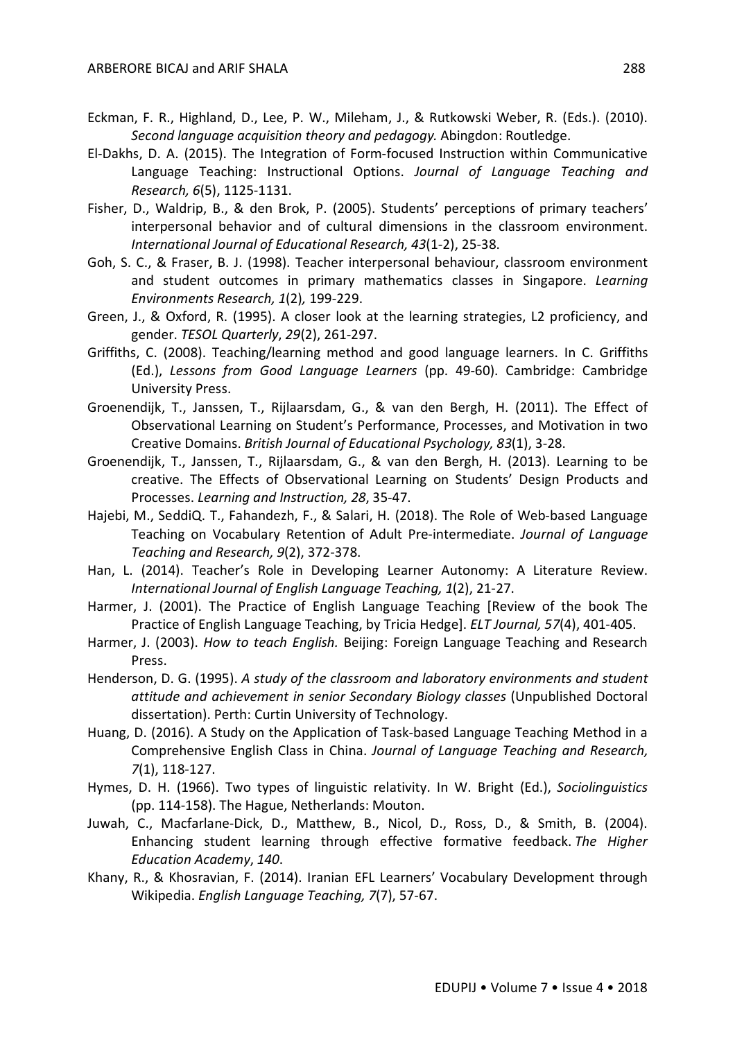Eckman, F. R., Highland, D., Lee, P. W., Mileham, J., & Rutkowski Weber, R. (Eds.). (2010). *Second language acquisition theory and pedagogy.* Abingdon: Routledge.

El-Dakhs, D. A. (2015). The Integration of Form-focused Instruction within Communicative Language Teaching: Instructional Options. *Journal of Language Teaching and Research, 6*(5), 1125-1131.

Fisher, D., Waldrip, B., & den Brok, P. (2005). Students' perceptions of primary teachers' interpersonal behavior and of cultural dimensions in the classroom environment. *International Journal of Educational Research, 43*(1-2), 25-38.

Goh, S. C., & Fraser, B. J. (1998). Teacher interpersonal behaviour, classroom environment and student outcomes in primary mathematics classes in Singapore. *Learning Environments Research, 1*(2)*,* 199-229.

Green, J., & Oxford, R. (1995). A closer look at the learning strategies, L2 proficiency, and gender. *TESOL Quarterly*, *29*(2), 261-297.

Griffiths, C. (2008). Teaching/learning method and good language learners. In C. Griffiths (Ed.), *Lessons from Good Language Learners* (pp. 49-60). Cambridge: Cambridge University Press.

Groenendijk, T., Janssen, T., Rijlaarsdam, G., & van den Bergh, H. (2011). The Effect of Observational Learning on Student's Performance, Processes, and Motivation in two Creative Domains. *British Journal of Educational Psychology, 83*(1), 3-28.

Groenendijk, T., Janssen, T., Rijlaarsdam, G., & van den Bergh, H. (2013). Learning to be creative. The Effects of Observational Learning on Students' Design Products and Processes. *Learning and Instruction, 28*, 35-47.

Hajebi, M., SeddiQ. T., Fahandezh, F., & Salari, H. (2018). The Role of Web-based Language Teaching on Vocabulary Retention of Adult Pre-intermediate. *Journal of Language Teaching and Research, 9*(2), 372-378.

Han, L. (2014). Teacher's Role in Developing Learner Autonomy: A Literature Review. *International Journal of English Language Teaching, 1*(2), 21-27.

Harmer, J. (2001). The Practice of English Language Teaching [Review of the book The Practice of English Language Teaching, by Tricia Hedge]. *ELT Journal, 57*(4), 401-405.

Harmer, J. (2003). *How to teach English*. Beijing: Foreign Language Teaching and Research Press.

Henderson, D. G. (1995). *A study of the classroom and laboratory environments and student attitude and achievement in senior Secondary Biology classes* (Unpublished Doctoral dissertation). Perth: Curtin University of Technology.

Huang, D. (2016). A Study on the Application of Task-based Language Teaching Method in a Comprehensive English Class in China. *Journal of Language Teaching and Research, 7*(1), 118-127.

Hymes, D. H. (1966). Two types of linguistic relativity. In W. Bright (Ed.), *Sociolinguistics* (pp. 114-158). The Hague, Netherlands: Mouton.

Juwah, C., Macfarlane-Dick, D., Matthew, B., Nicol, D., Ross, D., & Smith, B. (2004). Enhancing student learning through effective formative feedback. *The Higher Education Academy*, *140*.

Khany, R., & Khosravian, F. (2014). Iranian EFL Learners' Vocabulary Development through Wikipedia. *English Language Teaching, 7*(7), 57-67.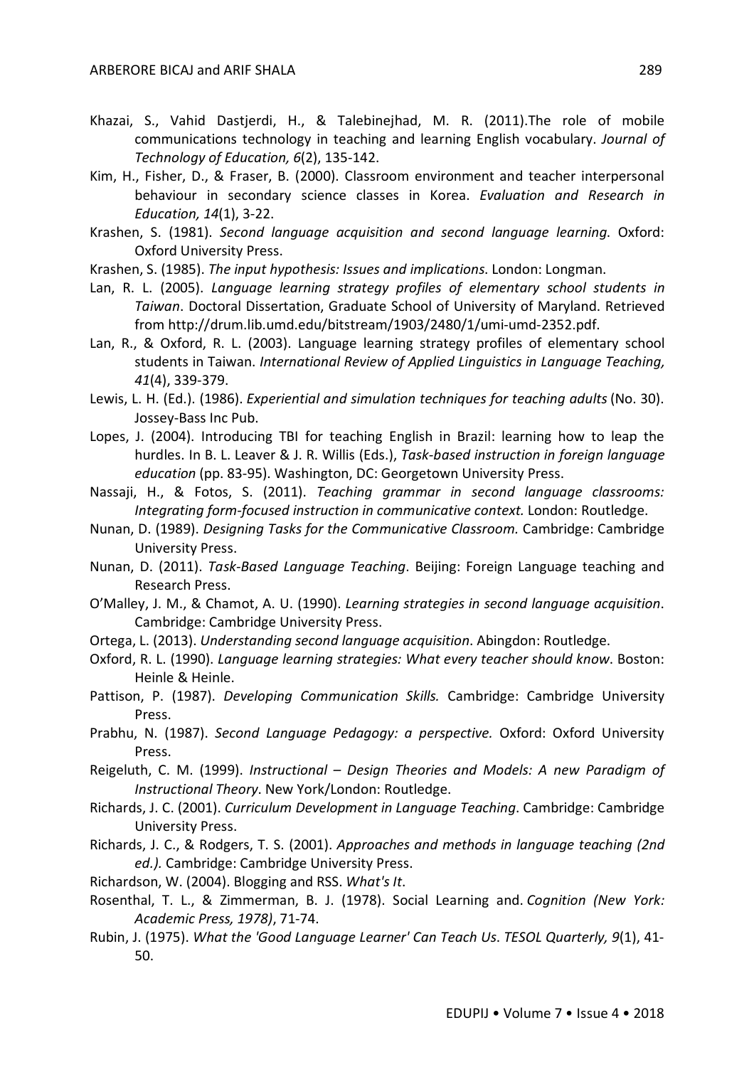Khazai, S., Vahid Dastjerdi, H., & Talebinejhad, M. R. (2011).The role of mobile communications technology in teaching and learning English vocabulary. *Journal of Technology of Education, 6*(2), 135-142.

Kim, H., Fisher, D., & Fraser, B. (2000). Classroom environment and teacher interpersonal behaviour in secondary science classes in Korea. *Evaluation and Research in Education, 14*(1), 3-22.

Krashen, S. (1981). *Second language acquisition and second language learning*. Oxford: Oxford University Press.

Krashen, S. (1985). *The input hypothesis: Issues and implications*. London: Longman.

Lan, R. L. (2005). *Language learning strategy profiles of elementary school students in Taiwan*. Doctoral Dissertation, Graduate School of University of Maryland. Retrieved from http://drum.lib.umd.edu/bitstream/1903/2480/1/umi-umd-2352.pdf.

Lan, R., & Oxford, R. L. (2003). Language learning strategy profiles of elementary school students in Taiwan. *International Review of Applied Linguistics in Language Teaching, 41*(4), 339-379.

Lewis, L. H. (Ed.). (1986). *Experiential and simulation techniques for teaching adults* (No. 30). Jossey-Bass Inc Pub.

Lopes, J. (2004). Introducing TBI for teaching English in Brazil: learning how to leap the hurdles. In B. L. Leaver & J. R. Willis (Eds.), *Task-based instruction in foreign language education* (pp. 83-95). Washington, DC: Georgetown University Press.

Nassaji, H., & Fotos, S. (2011). *Teaching grammar in second language classrooms: Integrating form-focused instruction in communicative context.* London: Routledge.

Nunan, D. (1989). *Designing Tasks for the Communicative Classroom.* Cambridge: Cambridge University Press.

Nunan, D. (2011). *Task-Based Language Teaching*. Beijing: Foreign Language teaching and Research Press.

O'Malley, J. M., & Chamot, A. U. (1990). *Learning strategies in second language acquisition*. Cambridge: Cambridge University Press.

Ortega, L. (2013). *Understanding second language acquisition*. Abingdon: Routledge.

Oxford, R. L. (1990). *Language learning strategies: What every teacher should know*. Boston: Heinle & Heinle.

Pattison, P. (1987). *Developing Communication Skills.* Cambridge: Cambridge University Press.

Prabhu, N. (1987). *Second Language Pedagogy: a perspective.* Oxford: Oxford University Press.

Reigeluth, C. M. (1999). *Instructional – Design Theories and Models: A new Paradigm of Instructional Theory*. New York/London: Routledge.

Richards, J. C. (2001). *Curriculum Development in Language Teaching*. Cambridge: Cambridge University Press.

Richards, J. C., & Rodgers, T. S. (2001). *Approaches and methods in language teaching (2nd ed.).* Cambridge: Cambridge University Press.

Richardson, W. (2004). Blogging and RSS. *What's It*.

Rosenthal, T. L., & Zimmerman, B. J. (1978). Social Learning and. *Cognition (New York: Academic Press, 1978)*, 71-74.

Rubin, J. (1975). *What the 'Good Language Learner' Can Teach Us*. *TESOL Quarterly, 9*(1), 41-50.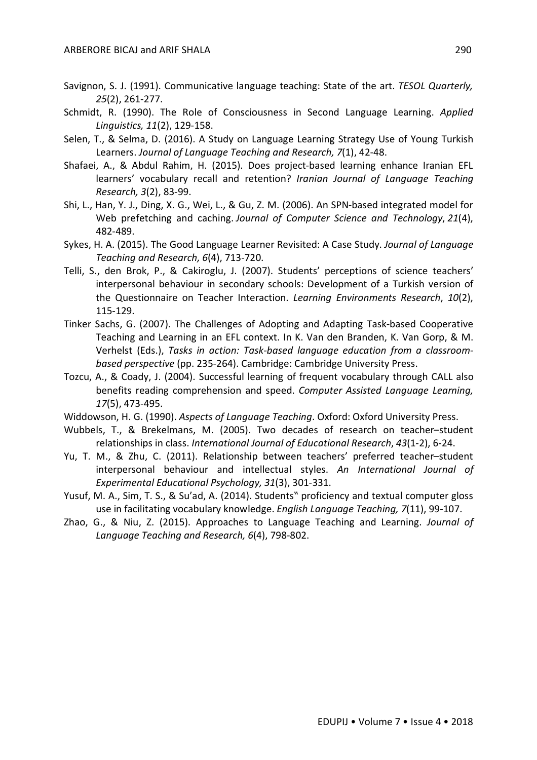Savignon, S. J. (1991). Communicative language teaching: State of the art. *TESOL Quarterly, 25*(2), 261-277.

Schmidt, R. (1990). The Role of Consciousness in Second Language Learning. *Applied Linguistics, 11*(2), 129-158.

Selen, T., & Selma, D. (2016). A Study on Language Learning Strategy Use of Young Turkish Learners. *Journal of Language Teaching and Research, 7*(1), 42-48.

Shafaei, A., & Abdul Rahim, H. (2015). Does project-based learning enhance Iranian EFL learners' vocabulary recall and retention? *Iranian Journal of Language Teaching Research, 3*(2), 83-99.

Shi, L., Han, Y. J., Ding, X. G., Wei, L., & Gu, Z. M. (2006). An SPN-based integrated model for Web prefetching and caching. *Journal of Computer Science and Technology*, *21*(4), 482-489.

Sykes, H. A. (2015). The Good Language Learner Revisited: A Case Study. *Journal of Language Teaching and Research, 6*(4), 713-720.

Telli, S., den Brok, P., & Cakiroglu, J. (2007). Students' perceptions of science teachers' interpersonal behaviour in secondary schools: Development of a Turkish version of the Questionnaire on Teacher Interaction. *Learning Environments Research*, *10*(2), 115-129.

Tinker Sachs, G. (2007). The Challenges of Adopting and Adapting Task-based Cooperative Teaching and Learning in an EFL context. In K. Van den Branden, K. Van Gorp, & M. Verhelst (Eds.), *Tasks in action: Task-based language education from a classroom-based perspective* (pp. 235-264). Cambridge: Cambridge University Press.

Tozcu, A., & Coady, J. (2004). Successful learning of frequent vocabulary through CALL also benefits reading comprehension and speed. *Computer Assisted Language Learning, 17*(5), 473-495.

Widdowson, H. G. (1990). *Aspects of Language Teaching*. Oxford: Oxford University Press.

Wubbels, T., & Brekelmans, M. (2005). Two decades of research on teacher–student relationships in class. *International Journal of Educational Research*, *43*(1-2), 6-24.

Yu, T. M., & Zhu, C. (2011). Relationship between teachers' preferred teacher–student interpersonal behaviour and intellectual styles. *An International Journal of Experimental Educational Psychology, 31*(3), 301-331.

Yusuf, M. A., Sim, T. S., & Su'ad, A. (2014). Students" proficiency and textual computer gloss use in facilitating vocabulary knowledge. *English Language Teaching, 7*(11), 99-107.

Zhao, G., & Niu, Z. (2015). Approaches to Language Teaching and Learning. *Journal of Language Teaching and Research, 6*(4), 798-802.